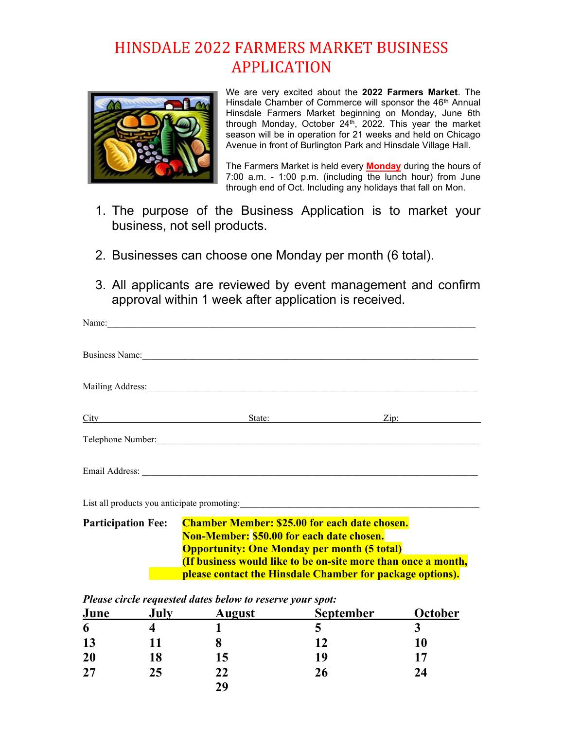# HINSDALE 2022 FARMERS MARKET BUSINESS APPLICATION

We are very excited about the **2022 Farmers Market**. The Hinsdale Chamber of Commerce will sponsor the 46th Annual Hinsdale Farmers Market beginning on Monday, June 6th through Monday, October 24th, 2022. This year the market season will be in operation for 21 weeks and held on Chicago Avenue in front of Burlington Park and Hinsdale Village Hall.

The Farmers Market is held every **Monday** during the hours of 7:00 a.m. - 1:00 p.m. (including the lunch hour) from June through end of Oct. Including any holidays that fall on Mon.

1. The purpose of the Business Application is to market your business, not sell products.
2. Businesses can choose one Monday per month (6 total).
3. All applicants are reviewed by event management and confirm approval within 1 week after application is received.

Name:_______________________________________________

Business Name:_______________________________________________

Mailing Address:_______________________________________________

City_____________________ State:_________________ Zip:______________

Telephone Number:_______________________________________________

Email Address: _______________________________________________

List all products you anticipate promoting:_______________________________

**Participation Fee:** **Chamber Member: $25.00 for each date chosen.**
**Non-Member: $50.00 for each date chosen.**
**Opportunity: One Monday per month (5 total)**
**(If business would like to be on-site more than once a month, please contact the Hinsdale Chamber for package options).**

***Please circle requested dates below to reserve your spot:***

| June | July | August | September | October |
|---|---|---|---|---|
| **6** | **4** | **1** | **5** | **3** |
| **13** | **11** | **8** | **12** | **10** |
| **20** | **18** | **15** | **19** | **17** |
| **27** | **25** | **22** | **26** | **24** |
| | | **29** | | |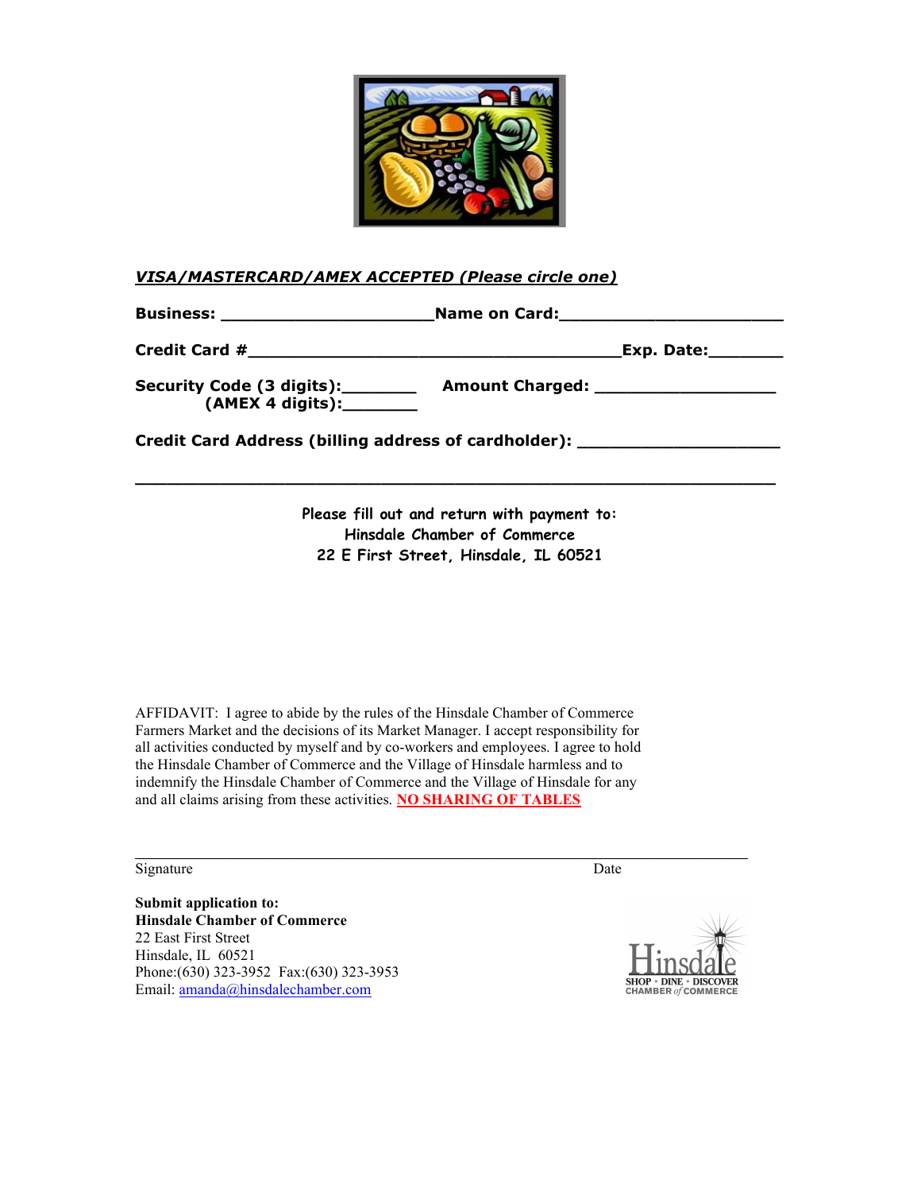***VISA/MASTERCARD/AMEX ACCEPTED (Please circle one)***

**Business: _____________________Name on Card:______________________**

**Credit Card #____________________________________Exp. Date:_______**

**Security Code (3 digits):_______ Amount Charged: _________________**
**(AMEX 4 digits):_______**

**Credit Card Address (billing address of cardholder): ___________________**

**______________________________________________________________**

**Please fill out and return with payment to:**
**Hinsdale Chamber of Commerce**
**22 E First Street, Hinsdale, IL 60521**

AFFIDAVIT: I agree to abide by the rules of the Hinsdale Chamber of Commerce Farmers Market and the decisions of its Market Manager. I accept responsibility for all activities conducted by myself and by co-workers and employees. I agree to hold the Hinsdale Chamber of Commerce and the Village of Hinsdale harmless and to indemnify the Hinsdale Chamber of Commerce and the Village of Hinsdale for any and all claims arising from these activities. **NO SHARING OF TABLES**

______________________________________________________________

Signature Date

**Submit application to:**
**Hinsdale Chamber of Commerce**
22 East First Street
Hinsdale, IL 60521
Phone:(630) 323-3952 Fax:(630) 323-3953
Email: amanda@hinsdalechamber.com

Hinsdale
SHOP • DINE • DISCOVER
CHAMBER of COMMERCE